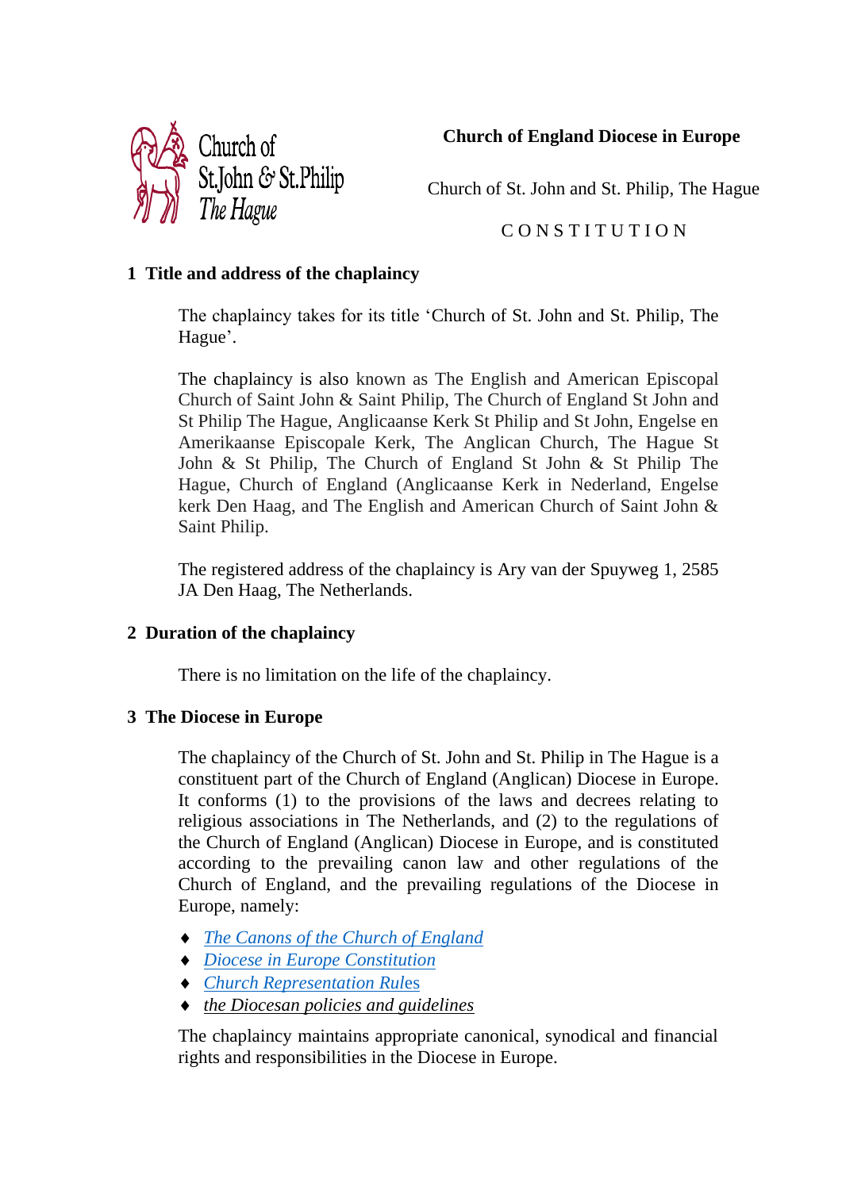Church of St.John & St.Philip The Hague

**Church of England Diocese in Europe**

Church of St. John and St. Philip, The Hague

C O N S T I T U T I O N

## 1 Title and address of the chaplaincy

The chaplaincy takes for its title 'Church of St. John and St. Philip, The Hague'.

The chaplaincy is also known as The English and American Episcopal Church of Saint John & Saint Philip, The Church of England St John and St Philip The Hague, Anglicaanse Kerk St Philip and St John, Engelse en Amerikaanse Episcopale Kerk, The Anglican Church, The Hague St John & St Philip, The Church of England St John & St Philip The Hague, Church of England (Anglicaanse Kerk in Nederland, Engelse kerk Den Haag, and The English and American Church of Saint John & Saint Philip.

The registered address of the chaplaincy is Ary van der Spuyweg 1, 2585 JA Den Haag, The Netherlands.

## 2 Duration of the chaplaincy

There is no limitation on the life of the chaplaincy.

## 3 The Diocese in Europe

The chaplaincy of the Church of St. John and St. Philip in The Hague is a constituent part of the Church of England (Anglican) Diocese in Europe. It conforms (1) to the provisions of the laws and decrees relating to religious associations in The Netherlands, and (2) to the regulations of the Church of England (Anglican) Diocese in Europe, and is constituted according to the prevailing canon law and other regulations of the Church of England, and the prevailing regulations of the Diocese in Europe, namely:

- *The Canons of the Church of England*
- *Diocese in Europe Constitution*
- *Church Representation Rules*
- *the Diocesan policies and guidelines*

The chaplaincy maintains appropriate canonical, synodical and financial rights and responsibilities in the Diocese in Europe.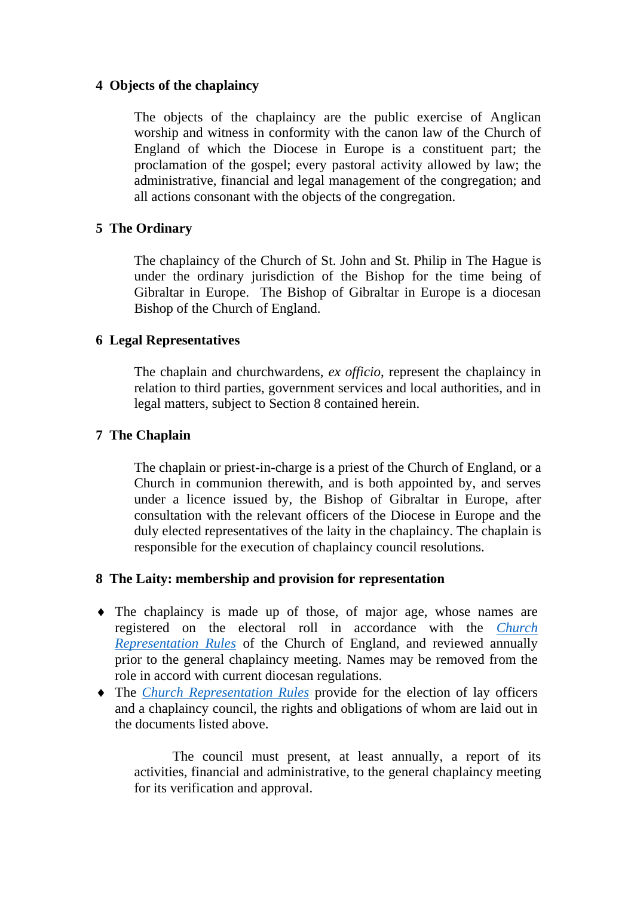## 4 Objects of the chaplaincy

The objects of the chaplaincy are the public exercise of Anglican worship and witness in conformity with the canon law of the Church of England of which the Diocese in Europe is a constituent part; the proclamation of the gospel; every pastoral activity allowed by law; the administrative, financial and legal management of the congregation; and all actions consonant with the objects of the congregation.

## 5 The Ordinary

The chaplaincy of the Church of St. John and St. Philip in The Hague is under the ordinary jurisdiction of the Bishop for the time being of Gibraltar in Europe. The Bishop of Gibraltar in Europe is a diocesan Bishop of the Church of England.

## 6 Legal Representatives

The chaplain and churchwardens, *ex officio*, represent the chaplaincy in relation to third parties, government services and local authorities, and in legal matters, subject to Section 8 contained herein.

## 7 The Chaplain

The chaplain or priest-in-charge is a priest of the Church of England, or a Church in communion therewith, and is both appointed by, and serves under a licence issued by, the Bishop of Gibraltar in Europe, after consultation with the relevant officers of the Diocese in Europe and the duly elected representatives of the laity in the chaplaincy. The chaplain is responsible for the execution of chaplaincy council resolutions.

## 8 The Laity: membership and provision for representation

- The chaplaincy is made up of those, of major age, whose names are registered on the electoral roll in accordance with the *Church Representation Rules* of the Church of England, and reviewed annually prior to the general chaplaincy meeting. Names may be removed from the role in accord with current diocesan regulations.
- The *Church Representation Rules* provide for the election of lay officers and a chaplaincy council, the rights and obligations of whom are laid out in the documents listed above.

The council must present, at least annually, a report of its activities, financial and administrative, to the general chaplaincy meeting for its verification and approval.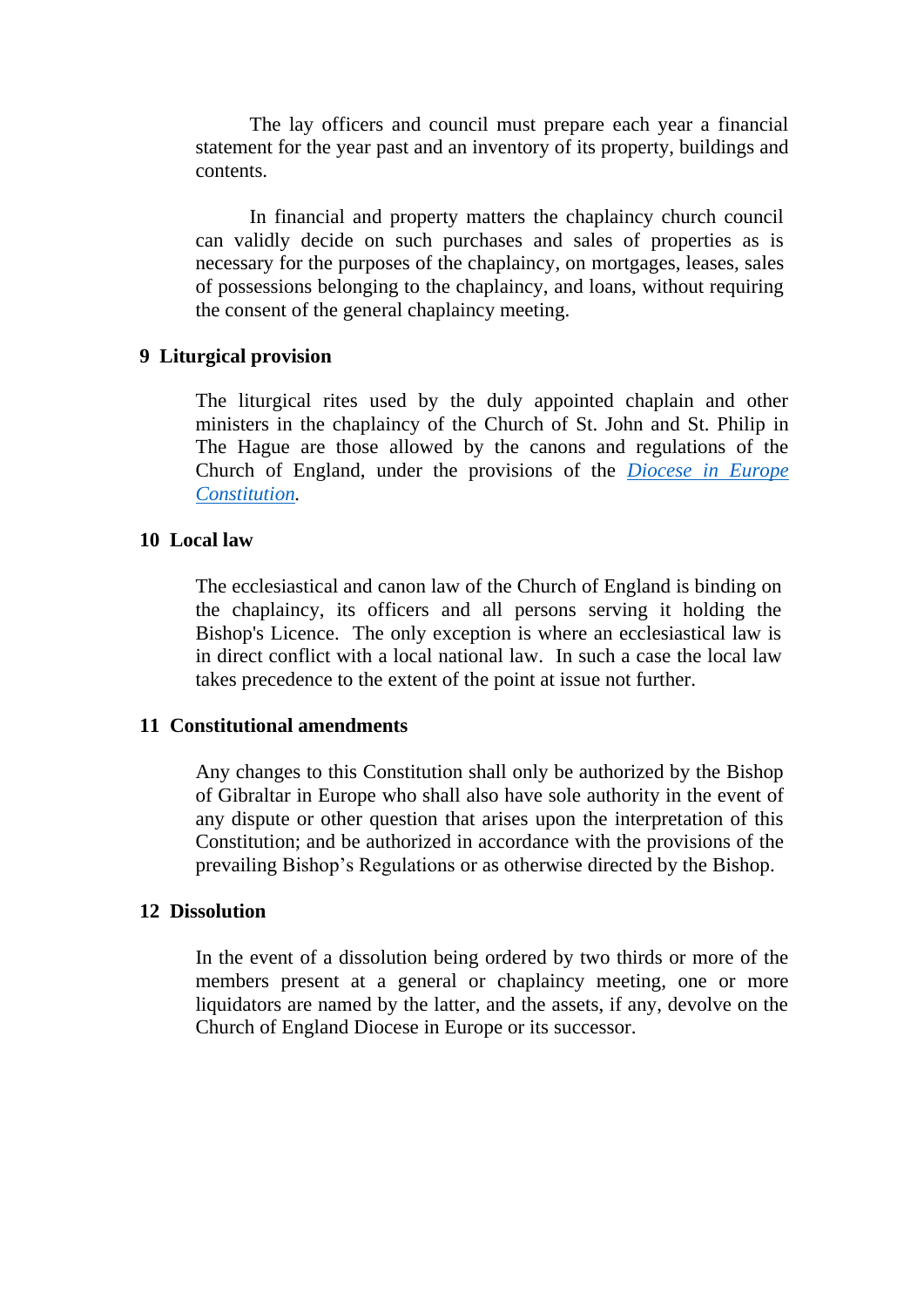The lay officers and council must prepare each year a financial statement for the year past and an inventory of its property, buildings and contents.

In financial and property matters the chaplaincy church council can validly decide on such purchases and sales of properties as is necessary for the purposes of the chaplaincy, on mortgages, leases, sales of possessions belonging to the chaplaincy, and loans, without requiring the consent of the general chaplaincy meeting.

## 9 Liturgical provision

The liturgical rites used by the duly appointed chaplain and other ministers in the chaplaincy of the Church of St. John and St. Philip in The Hague are those allowed by the canons and regulations of the Church of England, under the provisions of the *Diocese in Europe Constitution*.

## 10 Local law

The ecclesiastical and canon law of the Church of England is binding on the chaplaincy, its officers and all persons serving it holding the Bishop's Licence. The only exception is where an ecclesiastical law is in direct conflict with a local national law. In such a case the local law takes precedence to the extent of the point at issue not further.

## 11 Constitutional amendments

Any changes to this Constitution shall only be authorized by the Bishop of Gibraltar in Europe who shall also have sole authority in the event of any dispute or other question that arises upon the interpretation of this Constitution; and be authorized in accordance with the provisions of the prevailing Bishop's Regulations or as otherwise directed by the Bishop.

## 12 Dissolution

In the event of a dissolution being ordered by two thirds or more of the members present at a general or chaplaincy meeting, one or more liquidators are named by the latter, and the assets, if any, devolve on the Church of England Diocese in Europe or its successor.